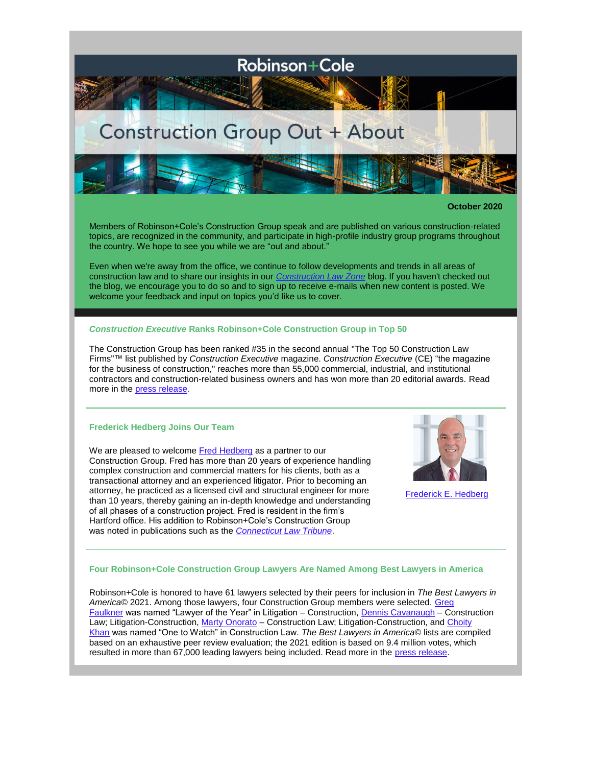Robinson+Cole

# Construction Group Out + About

**October 2020**

Members of Robinson+Cole's Construction Group speak and are published on various construction-related topics, are recognized in the community, and participate in high-profile industry group programs throughout the country. We hope to see you while we are "out and about."

Even when we're away from the office, we continue to follow developments and trends in all areas of construction law and to share our insights in our *Construction Law Zone* blog. If you haven't checked out the blog, we encourage you to do so and to sign up to receive e-mails when new content is posted. We welcome your feedback and input on topics you'd like us to cover.

## *Construction Executive* Ranks Robinson+Cole Construction Group in Top 50

The Construction Group has been ranked #35 in the second annual "The Top 50 Construction Law Firms"™ list published by *Construction Executive* magazine. *Construction Executive* (CE) "the magazine for the business of construction," reaches more than 55,000 commercial, industrial, and institutional contractors and construction-related business owners and has won more than 20 editorial awards. Read more in the press release.

## Frederick Hedberg Joins Our Team

We are pleased to welcome Fred Hedberg as a partner to our Construction Group. Fred has more than 20 years of experience handling complex construction and commercial matters for his clients, both as a transactional attorney and an experienced litigator. Prior to becoming an attorney, he practiced as a licensed civil and structural engineer for more than 10 years, thereby gaining an in-depth knowledge and understanding of all phases of a construction project. Fred is resident in the firm's Hartford office. His addition to Robinson+Cole's Construction Group was noted in publications such as the *Connecticut Law Tribune*.

Frederick E. Hedberg

## Four Robinson+Cole Construction Group Lawyers Are Named Among Best Lawyers in America

Robinson+Cole is honored to have 61 lawyers selected by their peers for inclusion in *The Best Lawyers in America*© 2021. Among those lawyers, four Construction Group members were selected. Greg Faulkner was named "Lawyer of the Year" in Litigation – Construction, Dennis Cavanaugh – Construction Law; Litigation-Construction, Marty Onorato – Construction Law; Litigation-Construction, and Choity Khan was named "One to Watch" in Construction Law. *The Best Lawyers in America*© lists are compiled based on an exhaustive peer review evaluation; the 2021 edition is based on 9.4 million votes, which resulted in more than 67,000 leading lawyers being included. Read more in the press release.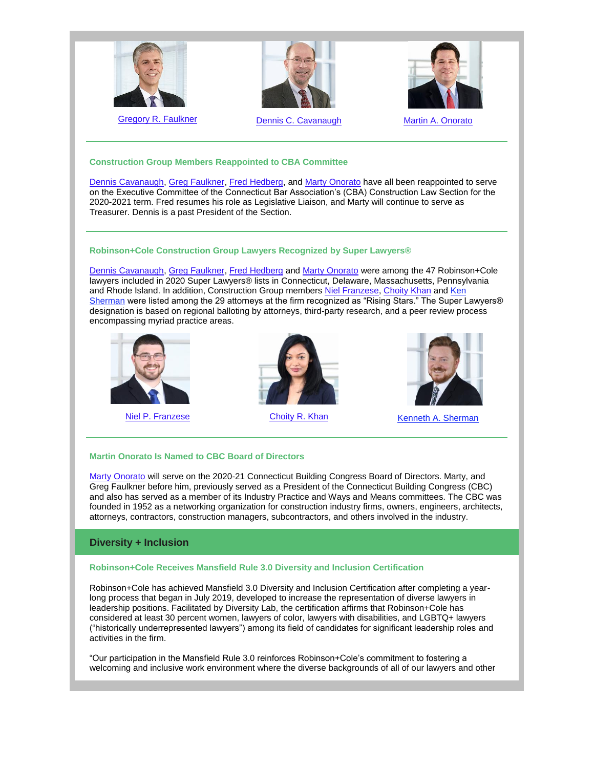Gregory R. Faulkner    Dennis C. Cavanaugh    Martin A. Onorato

### Construction Group Members Reappointed to CBA Committee

Dennis Cavanaugh, Greg Faulkner, Fred Hedberg, and Marty Onorato have all been reappointed to serve on the Executive Committee of the Connecticut Bar Association's (CBA) Construction Law Section for the 2020-2021 term. Fred resumes his role as Legislative Liaison, and Marty will continue to serve as Treasurer. Dennis is a past President of the Section.

### Robinson+Cole Construction Group Lawyers Recognized by Super Lawyers®

Dennis Cavanaugh, Greg Faulkner, Fred Hedberg and Marty Onorato were among the 47 Robinson+Cole lawyers included in 2020 Super Lawyers® lists in Connecticut, Delaware, Massachusetts, Pennsylvania and Rhode Island. In addition, Construction Group members Niel Franzese, Choity Khan and Ken Sherman were listed among the 29 attorneys at the firm recognized as "Rising Stars." The Super Lawyers® designation is based on regional balloting by attorneys, third-party research, and a peer review process encompassing myriad practice areas.

Niel P. Franzese    Choity R. Khan    Kenneth A. Sherman

### Martin Onorato Is Named to CBC Board of Directors

Marty Onorato will serve on the 2020-21 Connecticut Building Congress Board of Directors. Marty, and Greg Faulkner before him, previously served as a President of the Connecticut Building Congress (CBC) and also has served as a member of its Industry Practice and Ways and Means committees. The CBC was founded in 1952 as a networking organization for construction industry firms, owners, engineers, architects, attorneys, contractors, construction managers, subcontractors, and others involved in the industry.

## Diversity + Inclusion

### Robinson+Cole Receives Mansfield Rule 3.0 Diversity and Inclusion Certification

Robinson+Cole has achieved Mansfield 3.0 Diversity and Inclusion Certification after completing a year-long process that began in July 2019, developed to increase the representation of diverse lawyers in leadership positions. Facilitated by Diversity Lab, the certification affirms that Robinson+Cole has considered at least 30 percent women, lawyers of color, lawyers with disabilities, and LGBTQ+ lawyers ("historically underrepresented lawyers") among its field of candidates for significant leadership roles and activities in the firm.

"Our participation in the Mansfield Rule 3.0 reinforces Robinson+Cole's commitment to fostering a welcoming and inclusive work environment where the diverse backgrounds of all of our lawyers and other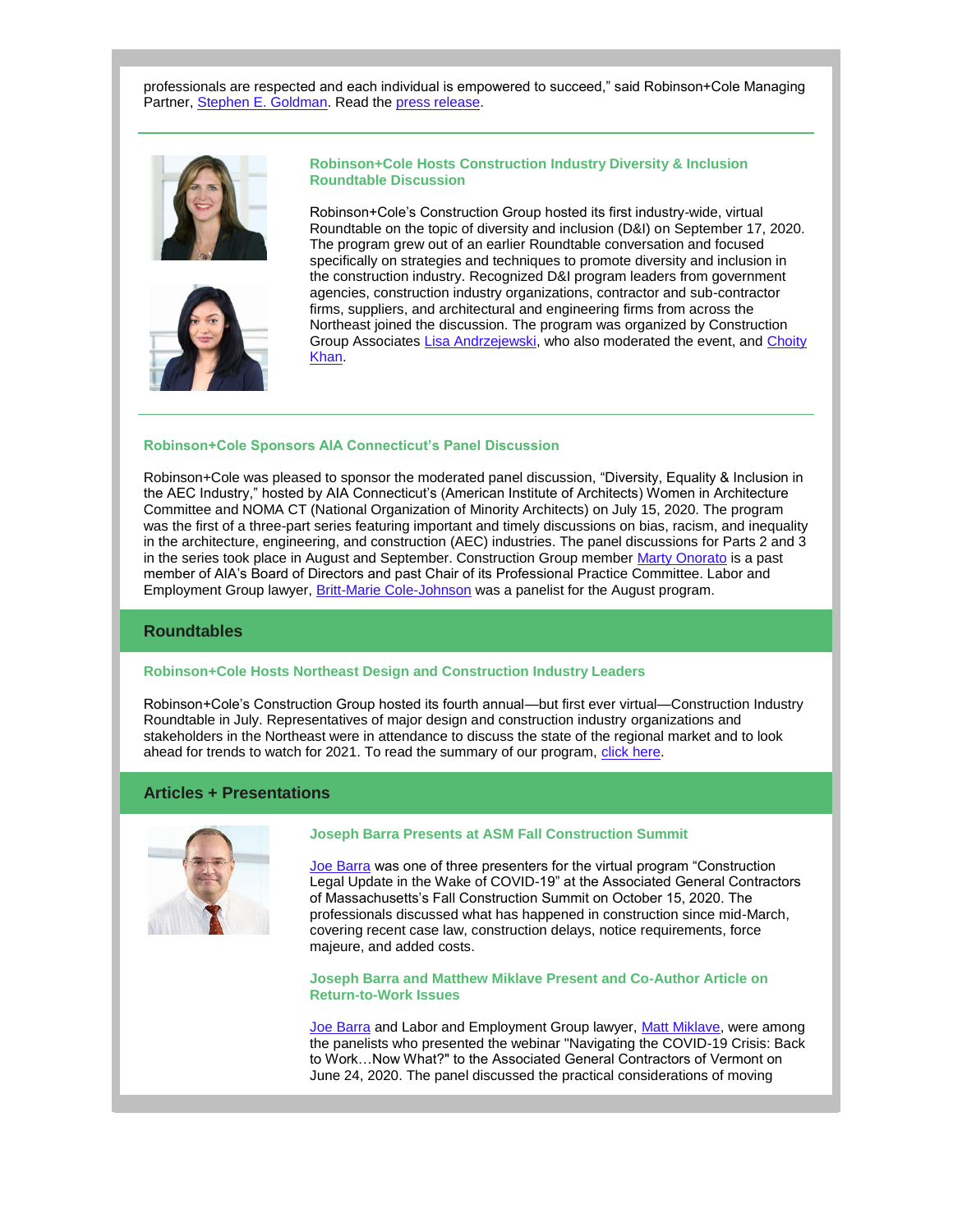professionals are respected and each individual is empowered to succeed," said Robinson+Cole Managing Partner, Stephen E. Goldman. Read the press release.

---

### Robinson+Cole Hosts Construction Industry Diversity & Inclusion Roundtable Discussion

Robinson+Cole's Construction Group hosted its first industry-wide, virtual Roundtable on the topic of diversity and inclusion (D&I) on September 17, 2020. The program grew out of an earlier Roundtable conversation and focused specifically on strategies and techniques to promote diversity and inclusion in the construction industry. Recognized D&I program leaders from government agencies, construction industry organizations, contractor and sub-contractor firms, suppliers, and architectural and engineering firms from across the Northeast joined the discussion. The program was organized by Construction Group Associates Lisa Andrzejewski, who also moderated the event, and Choity Khan.

---

### Robinson+Cole Sponsors AIA Connecticut's Panel Discussion

Robinson+Cole was pleased to sponsor the moderated panel discussion, "Diversity, Equality & Inclusion in the AEC Industry," hosted by AIA Connecticut's (American Institute of Architects) Women in Architecture Committee and NOMA CT (National Organization of Minority Architects) on July 15, 2020. The program was the first of a three-part series featuring important and timely discussions on bias, racism, and inequality in the architecture, engineering, and construction (AEC) industries. The panel discussions for Parts 2 and 3 in the series took place in August and September. Construction Group member Marty Onorato is a past member of AIA's Board of Directors and past Chair of its Professional Practice Committee. Labor and Employment Group lawyer, Britt-Marie Cole-Johnson was a panelist for the August program.

## Roundtables

### Robinson+Cole Hosts Northeast Design and Construction Industry Leaders

Robinson+Cole's Construction Group hosted its fourth annual—but first ever virtual—Construction Industry Roundtable in July. Representatives of major design and construction industry organizations and stakeholders in the Northeast were in attendance to discuss the state of the regional market and to look ahead for trends to watch for 2021. To read the summary of our program, click here.

## Articles + Presentations

### Joseph Barra Presents at ASM Fall Construction Summit

Joe Barra was one of three presenters for the virtual program "Construction Legal Update in the Wake of COVID-19" at the Associated General Contractors of Massachusetts's Fall Construction Summit on October 15, 2020. The professionals discussed what has happened in construction since mid-March, covering recent case law, construction delays, notice requirements, force majeure, and added costs.

### Joseph Barra and Matthew Miklave Present and Co-Author Article on Return-to-Work Issues

Joe Barra and Labor and Employment Group lawyer, Matt Miklave, were among the panelists who presented the webinar "Navigating the COVID-19 Crisis: Back to Work…Now What?" to the Associated Contractors of Vermont on June 24, 2020. The panel discussed the practical considerations of moving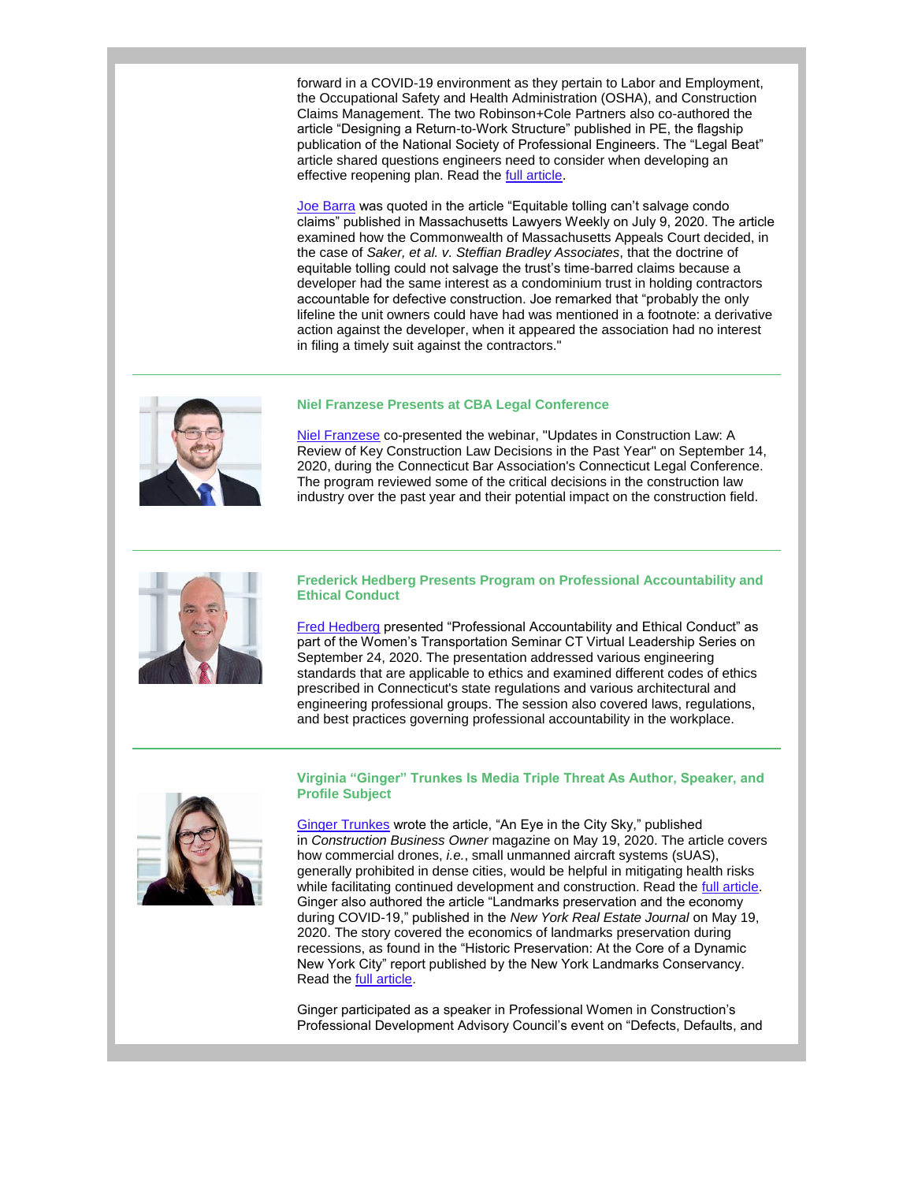forward in a COVID-19 environment as they pertain to Labor and Employment, the Occupational Safety and Health Administration (OSHA), and Construction Claims Management. The two Robinson+Cole Partners also co-authored the article "Designing a Return-to-Work Structure" published in PE, the flagship publication of the National Society of Professional Engineers. The "Legal Beat" article shared questions engineers need to consider when developing an effective reopening plan. Read the full article.

Joe Barra was quoted in the article "Equitable tolling can't salvage condo claims" published in Massachusetts Lawyers Weekly on July 9, 2020. The article examined how the Commonwealth of Massachusetts Appeals Court decided, in the case of *Saker, et al. v. Steffian Bradley Associates*, that the doctrine of equitable tolling could not salvage the trust's time-barred claims because a developer had the same interest as a condominium trust in holding contractors accountable for defective construction. Joe remarked that "probably the only lifeline the unit owners could have had was mentioned in a footnote: a derivative action against the developer, when it appeared the association had no interest in filing a timely suit against the contractors."

---

### Niel Franzese Presents at CBA Legal Conference

Niel Franzese co-presented the webinar, "Updates in Construction Law: A Review of Key Construction Law Decisions in the Past Year" on September 14, 2020, during the Connecticut Bar Association's Connecticut Legal Conference. The program reviewed some of the critical decisions in the construction law industry over the past year and their potential impact on the construction field.

---

### Frederick Hedberg Presents Program on Professional Accountability and Ethical Conduct

Fred Hedberg presented "Professional Accountability and Ethical Conduct" as part of the Women's Transportation Seminar CT Virtual Leadership Series on September 24, 2020. The presentation addressed various engineering standards that are applicable to ethics and examined different codes of ethics prescribed in Connecticut's state regulations and various architectural and engineering professional groups. The session also covered laws, regulations, and best practices governing professional accountability in the workplace.

---

### Virginia "Ginger" Trunkes Is Media Triple Threat As Author, Speaker, and Profile Subject

Ginger Trunkes wrote the article, "An Eye in the City Sky," published in *Construction Business Owner* magazine on May 19, 2020. The article covers how commercial drones, *i.e.*, small unmanned aircraft systems (sUAS), generally prohibited in dense cities, would be helpful in mitigating health risks while facilitating continued development and construction. Read the full article. Ginger also authored the article "Landmarks preservation and the economy during COVID-19," published in the *New York Real Estate Journal* on May 19, 2020. The story covered the economics of landmarks preservation during recessions, as found in the "Historic Preservation: At the Core of a Dynamic New York City" report published by the New York Landmarks Conservancy. Read the full article.

Ginger participated as a speaker in Professional Women in Construction's Professional Development Advisory Council's event on "Defects, Defaults, and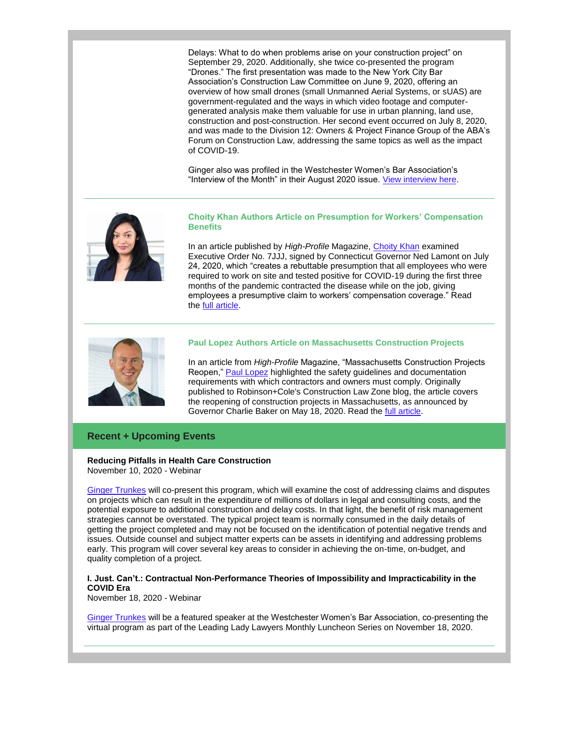Delays: What to do when problems arise on your construction project" on September 29, 2020. Additionally, she twice co-presented the program "Drones." The first presentation was made to the New York City Bar Association's Construction Law Committee on June 9, 2020, offering an overview of how small drones (small Unmanned Aerial Systems, or sUAS) are government-regulated and the ways in which video footage and computer-generated analysis make them valuable for use in urban planning, land use, construction and post-construction. Her second event occurred on July 8, 2020, and was made to the Division 12: Owners & Project Finance Group of the ABA's Forum on Construction Law, addressing the same topics as well as the impact of COVID-19.

Ginger also was profiled in the Westchester Women's Bar Association's "Interview of the Month" in their August 2020 issue. View interview here.

---

### Choity Khan Authors Article on Presumption for Workers' Compensation Benefits

In an article published by *High-Profile* Magazine, Choity Khan examined Executive Order No. 7JJJ, signed by Connecticut Governor Ned Lamont on July 24, 2020, which "creates a rebuttable presumption that all employees who were required to work on site and tested positive for COVID-19 during the first three months of the pandemic contracted the disease while on the job, giving employees a presumptive claim to workers' compensation coverage." Read the full article.

---

### Paul Lopez Authors Article on Massachusetts Construction Projects

In an article from *High-Profile* Magazine, "Massachusetts Construction Projects Reopen," Paul Lopez highlighted the safety guidelines and documentation requirements with which contractors and owners must comply. Originally published to Robinson+Cole's Construction Law Zone blog, the article covers the reopening of construction projects in Massachusetts, as announced by Governor Charlie Baker on May 18, 2020. Read the full article.

## Recent + Upcoming Events

**Reducing Pitfalls in Health Care Construction**
November 10, 2020 - Webinar

Ginger Trunkes will co-present this program, which will examine the cost of addressing claims and disputes on projects which can result in the expenditure of millions of dollars in legal and consulting costs, and the potential exposure to additional construction and delay costs. In that light, the benefit of risk management strategies cannot be overstated. The typical project team is normally consumed in the daily details of getting the project completed and may not be focused on the identification of potential negative trends and issues. Outside counsel and subject matter experts can be assets in identifying and addressing problems early. This program will cover several key areas to consider in achieving the on-time, on-budget, and quality completion of a project.

**I. Just. Can't.: Contractual Non-Performance Theories of Impossibility and Impracticability in the COVID Era**
November 18, 2020 - Webinar

Ginger Trunkes will be a featured speaker at the Westchester Women's Bar Association, co-presenting the virtual program as part of the Leading Lady Lawyers Monthly Luncheon Series on November 18, 2020.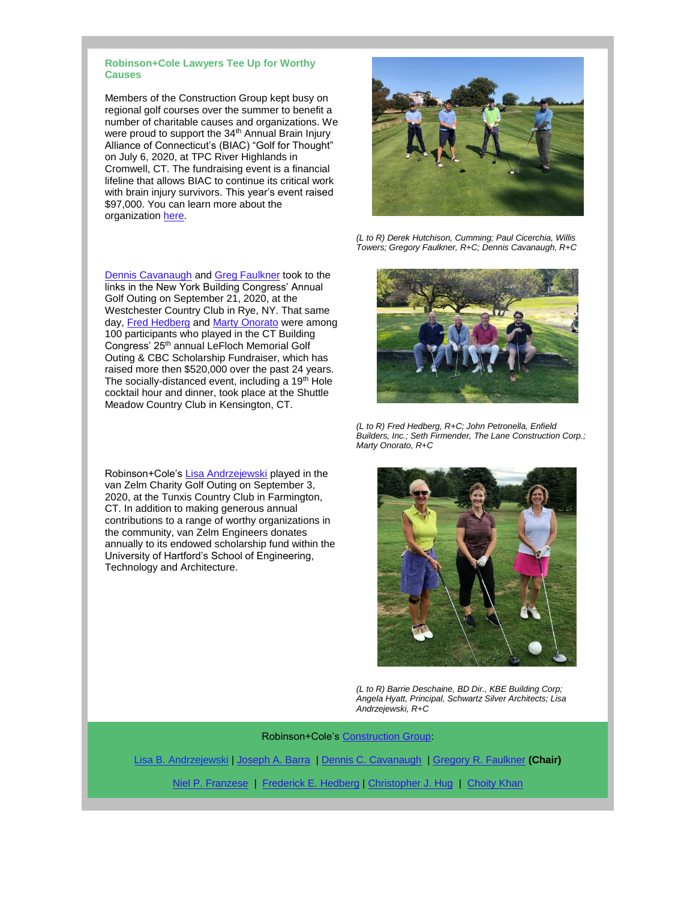### Robinson+Cole Lawyers Tee Up for Worthy Causes

Members of the Construction Group kept busy on regional golf courses over the summer to benefit a number of charitable causes and organizations. We were proud to support the 34th Annual Brain Injury Alliance of Connecticut's (BIAC) "Golf for Thought" on July 6, 2020, at TPC River Highlands in Cromwell, CT. The fundraising event is a financial lifeline that allows BIAC to continue its critical work with brain injury survivors. This year's event raised $97,000. You can learn more about the organization here.

*(L to R) Derek Hutchison, Cumming; Paul Cicerchia, Willis Towers; Gregory Faulkner, R+C; Dennis Cavanaugh, R+C*

Dennis Cavanaugh and Greg Faulkner took to the links in the New York Building Congress' Annual Golf Outing on September 21, 2020, at the Westchester Country Club in Rye, NY. That same day, Fred Hedberg and Marty Onorato were among 100 participants who played in the CT Building Congress' 25th annual LeFloch Memorial Golf Outing & CBC Scholarship Fundraiser, which has raised more then $520,000 over the past 24 years. The socially-distanced event, including a 19th Hole cocktail hour and dinner, took place at the Shuttle Meadow Country Club in Kensington, CT.

*(L to R) Fred Hedberg, R+C; John Petronella, Enfield Builders, Inc.; Seth Firmender, The Lane Construction Corp.; Marty Onorato, R+C*

Robinson+Cole's Lisa Andrzejewski played in the van Zelm Charity Golf Outing on September 3, 2020, at the Tunxis Country Club in Farmington, CT. In addition to making generous annual contributions to a range of worthy organizations in the community, van Zelm Engineers donates annually to its endowed scholarship fund within the University of Hartford's School of Engineering, Technology and Architecture.

*(L to R) Barrie Deschaine, BD Dir., KBE Building Corp; Angela Hyatt, Principal, Schwartz Silver Architects; Lisa Andrzejewski, R+C*

Robinson+Cole's Construction Group:

Lisa B. Andrzejewski | Joseph A. Barra | Dennis C. Cavanaugh | Gregory R. Faulkner **(Chair)**

Niel P. Franzese | Frederick E. Hedberg | Christopher J. Hug | Choity Khan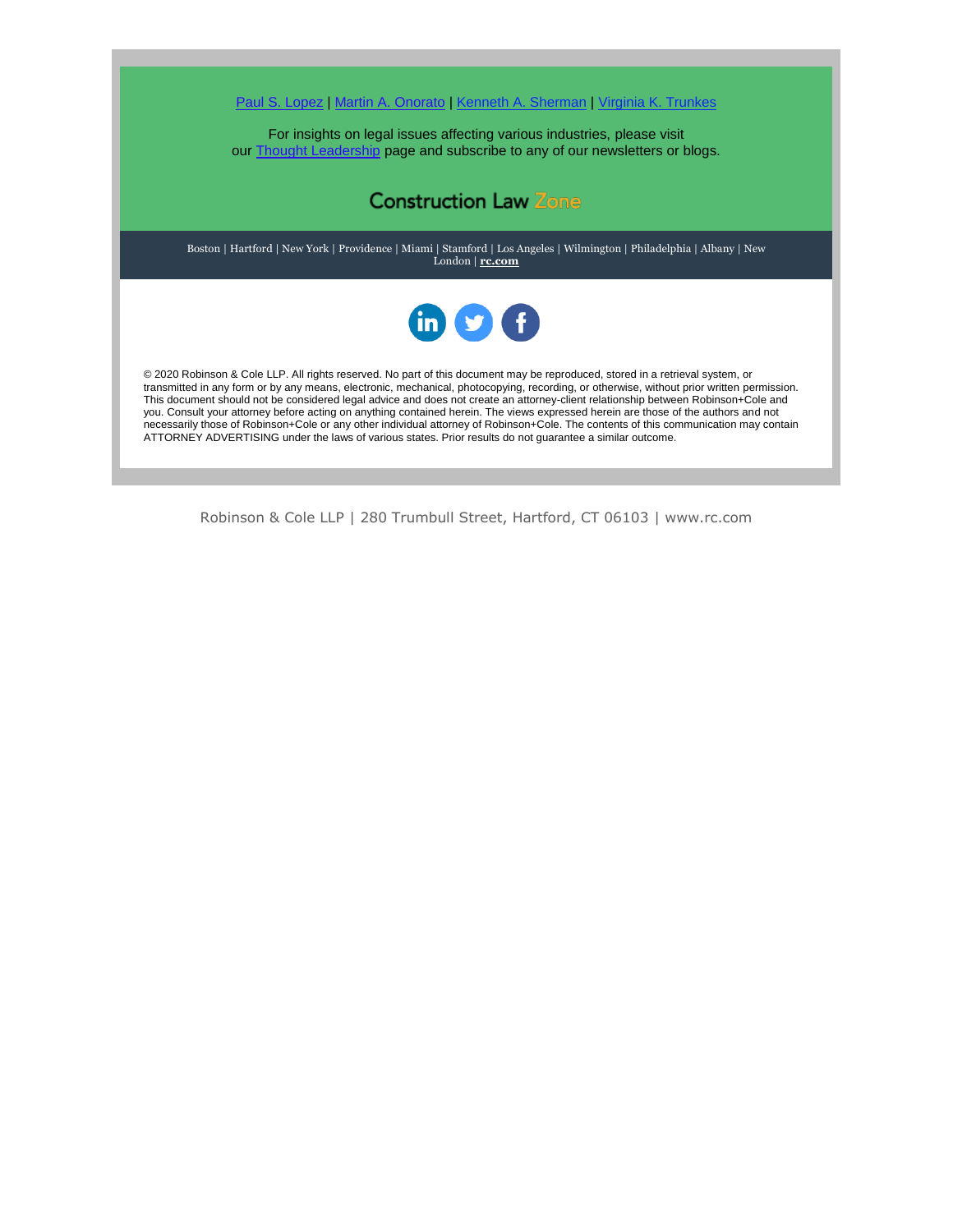Paul S. Lopez | Martin A. Onorato | Kenneth A. Sherman | Virginia K. Trunkes

For insights on legal issues affecting various industries, please visit our Thought Leadership page and subscribe to any of our newsletters or blogs.

Construction Law Zone

Boston | Hartford | New York | Providence | Miami | Stamford | Los Angeles | Wilmington | Philadelphia | Albany | New London | **rc.com**

© 2020 Robinson & Cole LLP. All rights reserved. No part of this document may be reproduced, stored in a retrieval system, or transmitted in any form or by any means, electronic, mechanical, photocopying, recording, or otherwise, without prior written permission. This document should not be considered legal advice and does not create an attorney-client relationship between Robinson+Cole and you. Consult your attorney before acting on anything contained herein. The views expressed herein are those of the authors and not necessarily those of Robinson+Cole or any other individual attorney of Robinson+Cole. The contents of this communication may contain ATTORNEY ADVERTISING under the laws of various states. Prior results do not guarantee a similar outcome.

Robinson & Cole LLP | 280 Trumbull Street, Hartford, CT 06103 | www.rc.com